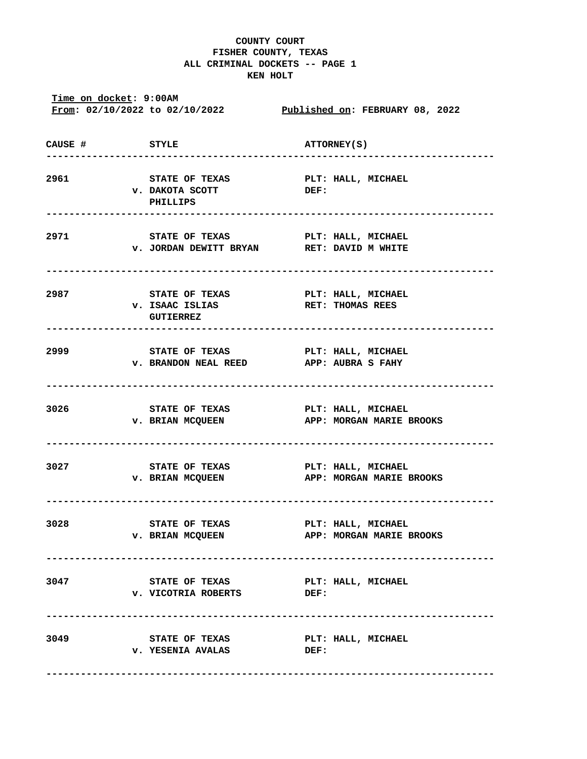**COUNTY COURT**
**FISHER COUNTY, TEXAS**
**ALL CRIMINAL DOCKETS -- PAGE 1**
**KEN HOLT**

**Time on docket: 9:00AM**
**From: 02/10/2022 to 02/10/2022** **Published on: FEBRUARY 08, 2022**

| CAUSE # | STYLE | ATTORNEY(S) |
|---|---|---|
| 2961 | STATE OF TEXAS v. DAKOTA SCOTT PHILLIPS | PLT: HALL, MICHAEL DEF: |
| 2971 | STATE OF TEXAS v. JORDAN DEWITT BRYAN | PLT: HALL, MICHAEL RET: DAVID M WHITE |
| 2987 | STATE OF TEXAS v. ISAAC ISLIAS GUTIERREZ | PLT: HALL, MICHAEL RET: THOMAS REES |
| 2999 | STATE OF TEXAS v. BRANDON NEAL REED | PLT: HALL, MICHAEL APP: AUBRA S FAHY |
| 3026 | STATE OF TEXAS v. BRIAN MCQUEEN | PLT: HALL, MICHAEL APP: MORGAN MARIE BROOKS |
| 3027 | STATE OF TEXAS v. BRIAN MCQUEEN | PLT: HALL, MICHAEL APP: MORGAN MARIE BROOKS |
| 3028 | STATE OF TEXAS v. BRIAN MCQUEEN | PLT: HALL, MICHAEL APP: MORGAN MARIE BROOKS |
| 3047 | STATE OF TEXAS v. VICOTRIA ROBERTS | PLT: HALL, MICHAEL DEF: |
| 3049 | STATE OF TEXAS v. YESENIA AVALAS | PLT: HALL, MICHAEL DEF: |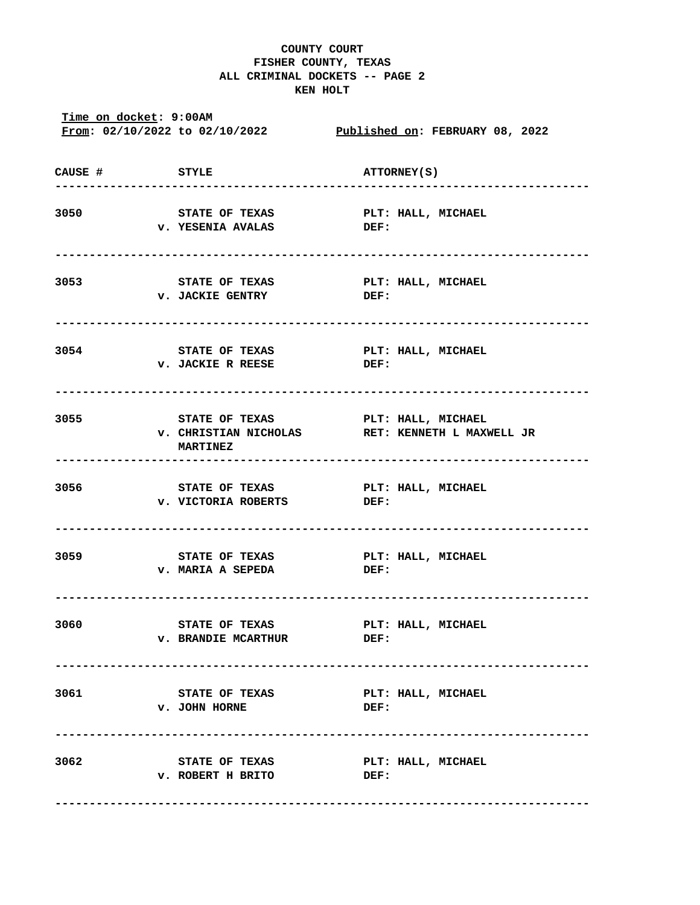**COUNTY COURT**
**FISHER COUNTY, TEXAS**
**ALL CRIMINAL DOCKETS -- PAGE 2**
**KEN HOLT**

**Time on docket: 9:00AM**
**From: 02/10/2022 to 02/10/2022** **Published on: FEBRUARY 08, 2022**

| CAUSE # | STYLE | ATTORNEY(S) |
|---|---|---|
| 3050 | STATE OF TEXAS v. YESENIA AVALAS | PLT: HALL, MICHAEL DEF: |
| 3053 | STATE OF TEXAS v. JACKIE GENTRY | PLT: HALL, MICHAEL DEF: |
| 3054 | STATE OF TEXAS v. JACKIE R REESE | PLT: HALL, MICHAEL DEF: |
| 3055 | STATE OF TEXAS v. CHRISTIAN NICHOLAS MARTINEZ | PLT: HALL, MICHAEL RET: KENNETH L MAXWELL JR |
| 3056 | STATE OF TEXAS v. VICTORIA ROBERTS | PLT: HALL, MICHAEL DEF: |
| 3059 | STATE OF TEXAS v. MARIA A SEPEDA | PLT: HALL, MICHAEL DEF: |
| 3060 | STATE OF TEXAS v. BRANDIE MCARTHUR | PLT: HALL, MICHAEL DEF: |
| 3061 | STATE OF TEXAS v. JOHN HORNE | PLT: HALL, MICHAEL DEF: |
| 3062 | STATE OF TEXAS v. ROBERT H BRITO | PLT: HALL, MICHAEL DEF: |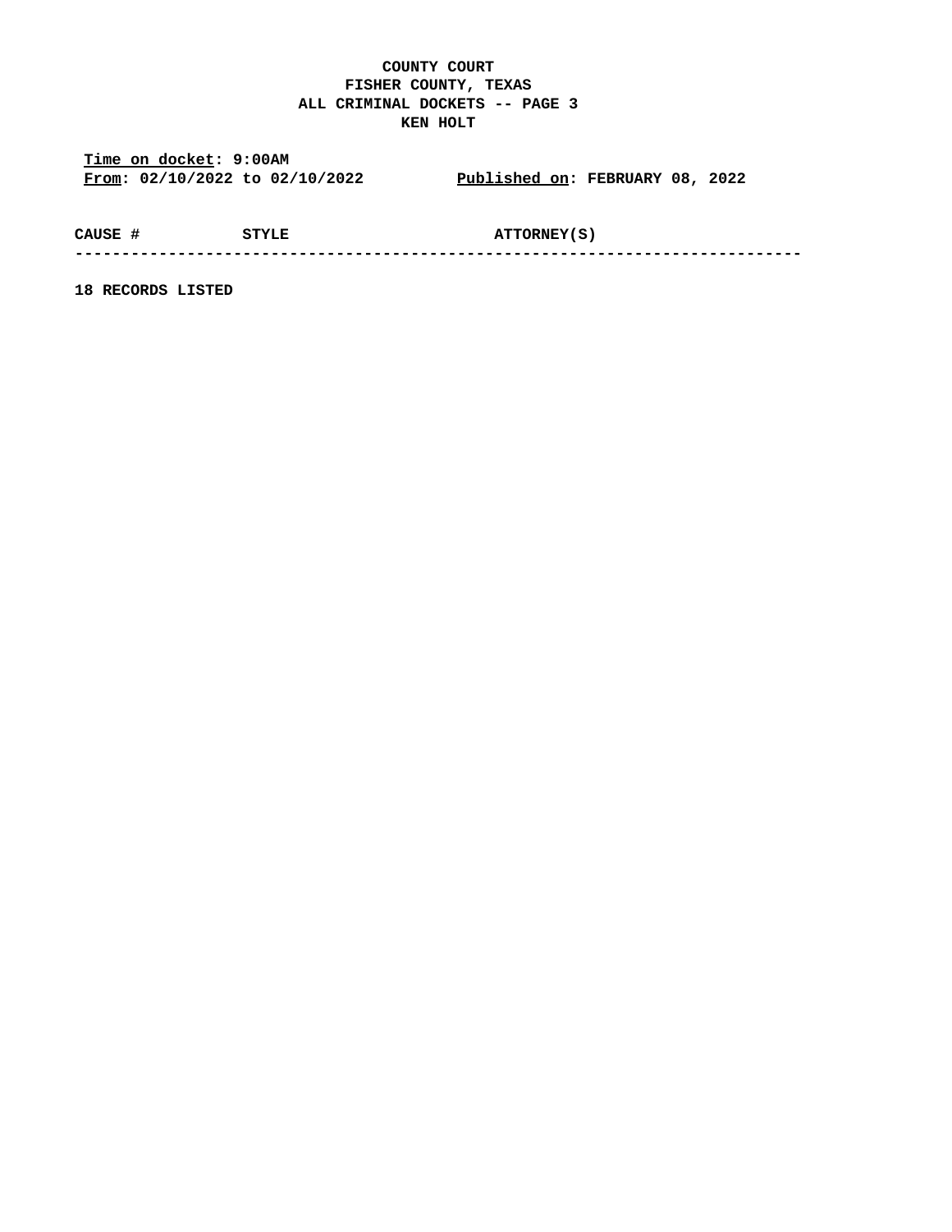**COUNTY COURT**
**FISHER COUNTY, TEXAS**
**ALL CRIMINAL DOCKETS -- PAGE 3**
**KEN HOLT**

**Time on docket: 9:00AM**
**From: 02/10/2022 to 02/10/2022** **Published on: FEBRUARY 08, 2022**

| CAUSE # | STYLE | ATTORNEY(S) |
|---|---|---|

**18 RECORDS LISTED**